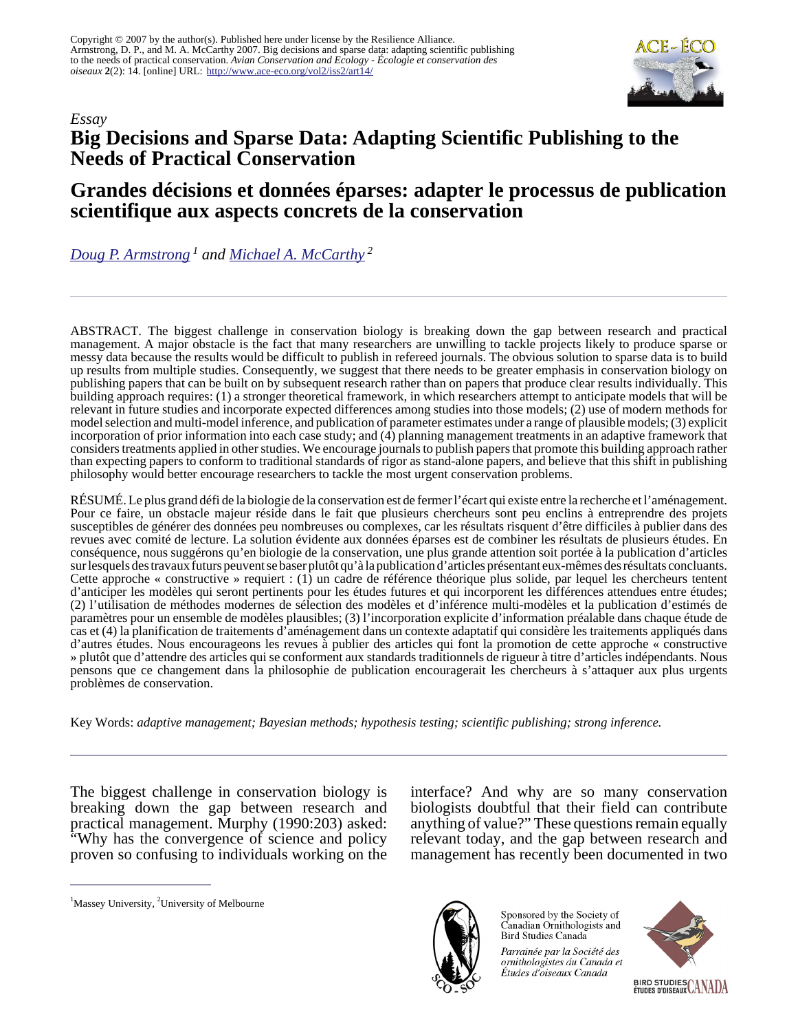Copyright © 2007 by the author(s). Published here under license by the Resilience Alliance.
Armstrong, D. P., and M. A. McCarthy 2007. Big decisions and sparse data: adapting scientific publishing to the needs of practical conservation. *Avian Conservation and Ecology - Écologie et conservation des oiseaux* **2**(2): 14. [online] URL: http://www.ace-eco.org/vol2/iss2/art14/

*Essay*

# Big Decisions and Sparse Data: Adapting Scientific Publishing to the Needs of Practical Conservation

# Grandes décisions et données éparses: adapter le processus de publication scientifique aux aspects concrets de la conservation

*Doug P. Armstrong* [1] *and Michael A. McCarthy* [2]

ABSTRACT. The biggest challenge in conservation biology is breaking down the gap between research and practical management. A major obstacle is the fact that many researchers are unwilling to tackle projects likely to produce sparse or messy data because the results would be difficult to publish in refereed journals. The obvious solution to sparse data is to build up results from multiple studies. Consequently, we suggest that there needs to be greater emphasis in conservation biology on publishing papers that can be built on by subsequent research rather than on papers that produce clear results individually. This building approach requires: (1) a stronger theoretical framework, in which researchers attempt to anticipate models that will be relevant in future studies and incorporate expected differences among studies into those models; (2) use of modern methods for model selection and multi-model inference, and publication of parameter estimates under a range of plausible models; (3) explicit incorporation of prior information into each case study; and (4) planning management treatments in an adaptive framework that considers treatments applied in other studies. We encourage journals to publish papers that promote this building approach rather than expecting papers to conform to traditional standards of rigor as stand-alone papers, and believe that this shift in publishing philosophy would better encourage researchers to tackle the most urgent conservation problems.

RÉSUMÉ. Le plus grand défi de la biologie de la conservation est de fermer l'écart qui existe entre la recherche et l'aménagement. Pour ce faire, un obstacle majeur réside dans le fait que plusieurs chercheurs sont peu enclins à entreprendre des projets susceptibles de générer des données peu nombreuses ou complexes, car les résultats risquent d'être difficiles à publier dans des revues avec comité de lecture. La solution évidente aux données éparses est de combiner les résultats de plusieurs études. En conséquence, nous suggérons qu'en biologie de la conservation, une plus grande attention soit portée à la publication d'articles sur lesquels des travaux futurs peuvent se baser plutôt qu'à la publication d'articles présentant eux-mêmes des résultats concluants. Cette approche « constructive » requiert : (1) un cadre de référence théorique plus solide, par lequel les chercheurs tentent d'anticiper les modèles qui seront pertinents pour les études futures et qui incorporent les différences attendues entre études; (2) l'utilisation de méthodes modernes de sélection des modèles et d'inférence multi-modèles et la publication d'estimés de paramètres pour un ensemble de modèles plausibles; (3) l'incorporation explicite d'information préalable dans chaque étude de cas et (4) la planification de traitements d'aménagement dans un contexte adaptatif qui considère les traitements appliqués dans d'autres études. Nous encourageons les revues à publier des articles qui font la promotion de cette approche « constructive » plutôt que d'attendre des articles qui se conforment aux standards traditionnels de rigueur à titre d'articles indépendants. Nous pensons que ce changement dans la philosophie de publication encouragerait les chercheurs à s'attaquer aux plus urgents problèmes de conservation.

Key Words: *adaptive management; Bayesian methods; hypothesis testing; scientific publishing; strong inference.*

The biggest challenge in conservation biology is breaking down the gap between research and practical management. Murphy (1990:203) asked: "Why has the convergence of science and policy proven so confusing to individuals working on the interface? And why are so many conservation biologists doubtful that their field can contribute anything of value?" These questions remain equally relevant today, and the gap between research and management has recently been documented in two

[1] Massey University, [2] University of Melbourne

Sponsored by the Society of Canadian Ornithologists and Bird Studies Canada

*Parrainée par la Société des ornithologistes du Canada et Études d'oiseaux Canada*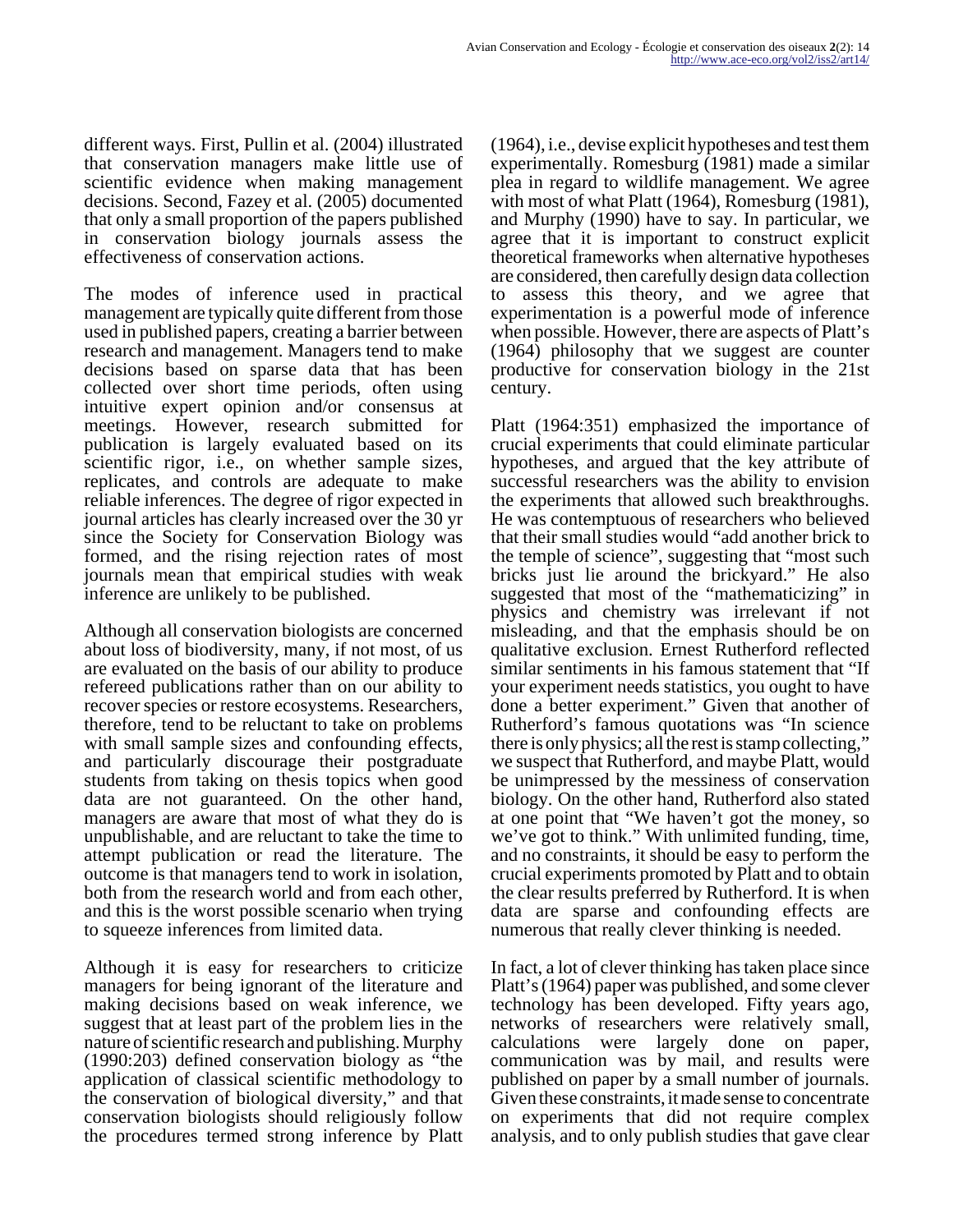different ways. First, Pullin et al. (2004) illustrated that conservation managers make little use of scientific evidence when making management decisions. Second, Fazey et al. (2005) documented that only a small proportion of the papers published in conservation biology journals assess the effectiveness of conservation actions.

The modes of inference used in practical management are typically quite different from those used in published papers, creating a barrier between research and management. Managers tend to make decisions based on sparse data that has been collected over short time periods, often using intuitive expert opinion and/or consensus at meetings. However, research submitted for publication is largely evaluated based on its scientific rigor, i.e., on whether sample sizes, replicates, and controls are adequate to make reliable inferences. The degree of rigor expected in journal articles has clearly increased over the 30 yr since the Society for Conservation Biology was formed, and the rising rejection rates of most journals mean that empirical studies with weak inference are unlikely to be published.

Although all conservation biologists are concerned about loss of biodiversity, many, if not most, of us are evaluated on the basis of our ability to produce refereed publications rather than on our ability to recover species or restore ecosystems. Researchers, therefore, tend to be reluctant to take on problems with small sample sizes and confounding effects, and particularly discourage their postgraduate students from taking on thesis topics when good data are not guaranteed. On the other hand, managers are aware that most of what they do is unpublishable, and are reluctant to take the time to attempt publication or read the literature. The outcome is that managers tend to work in isolation, both from the research world and from each other, and this is the worst possible scenario when trying to squeeze inferences from limited data.

Although it is easy for researchers to criticize managers for being ignorant of the literature and making decisions based on weak inference, we suggest that at least part of the problem lies in the nature of scientific research and publishing. Murphy (1990:203) defined conservation biology as "the application of classical scientific methodology to the conservation of biological diversity," and that conservation biologists should religiously follow the procedures termed strong inference by Platt (1964), i.e., devise explicit hypotheses and test them experimentally. Romesburg (1981) made a similar plea in regard to wildlife management. We agree with most of what Platt (1964), Romesburg (1981), and Murphy (1990) have to say. In particular, we agree that it is important to construct explicit theoretical frameworks when alternative hypotheses are considered, then carefully design data collection to assess this theory, and we agree that experimentation is a powerful mode of inference when possible. However, there are aspects of Platt's (1964) philosophy that we suggest are counter productive for conservation biology in the 21st century.

Platt (1964:351) emphasized the importance of crucial experiments that could eliminate particular hypotheses, and argued that the key attribute of successful researchers was the ability to envision the experiments that allowed such breakthroughs. He was contemptuous of researchers who believed that their small studies would "add another brick to the temple of science", suggesting that "most such bricks just lie around the brickyard." He also suggested that most of the "mathematicizing" in physics and chemistry was irrelevant if not misleading, and that the emphasis should be on qualitative exclusion. Ernest Rutherford reflected similar sentiments in his famous statement that "If your experiment needs statistics, you ought to have done a better experiment." Given that another of Rutherford's famous quotations was "In science there is only physics; all the rest is stamp collecting," we suspect that Rutherford, and maybe Platt, would be unimpressed by the messiness of conservation biology. On the other hand, Rutherford also stated at one point that "We haven't got the money, so we've got to think." With unlimited funding, time, and no constraints, it should be easy to perform the crucial experiments promoted by Platt and to obtain the clear results preferred by Rutherford. It is when data are sparse and confounding effects are numerous that really clever thinking is needed.

In fact, a lot of clever thinking has taken place since Platt's (1964) paper was published, and some clever technology has been developed. Fifty years ago, networks of researchers were relatively small, calculations were largely done on paper, communication was by mail, and results were published on paper by a small number of journals. Given these constraints, it made sense to concentrate on experiments that did not require complex analysis, and to only publish studies that gave clear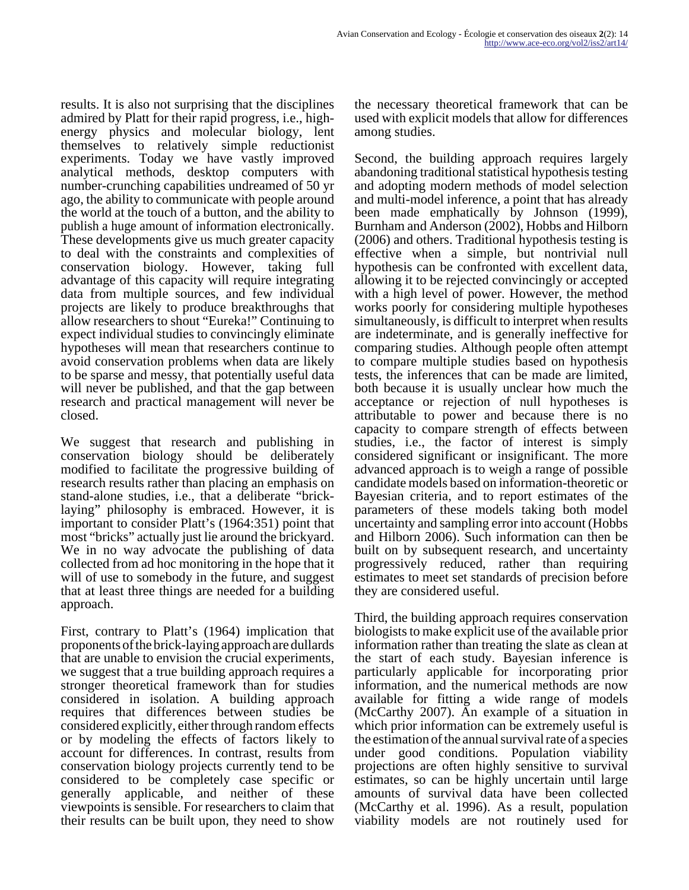results. It is also not surprising that the disciplines admired by Platt for their rapid progress, i.e., high-energy physics and molecular biology, lent themselves to relatively simple reductionist experiments. Today we have vastly improved analytical methods, desktop computers with number-crunching capabilities undreamed of 50 yr ago, the ability to communicate with people around the world at the touch of a button, and the ability to publish a huge amount of information electronically. These developments give us much greater capacity to deal with the constraints and complexities of conservation biology. However, taking full advantage of this capacity will require integrating data from multiple sources, and few individual projects are likely to produce breakthroughs that allow researchers to shout "Eureka!" Continuing to expect individual studies to convincingly eliminate hypotheses will mean that researchers continue to avoid conservation problems when data are likely to be sparse and messy, that potentially useful data will never be published, and that the gap between research and practical management will never be closed.

We suggest that research and publishing in conservation biology should be deliberately modified to facilitate the progressive building of research results rather than placing an emphasis on stand-alone studies, i.e., that a deliberate "brick-laying" philosophy is embraced. However, it is important to consider Platt's (1964:351) point that most "bricks" actually just lie around the brickyard. We in no way advocate the publishing of data collected from ad hoc monitoring in the hope that it will of use to somebody in the future, and suggest that at least three things are needed for a building approach.

First, contrary to Platt's (1964) implication that proponents of the brick-laying approach are dullards that are unable to envision the crucial experiments, we suggest that a true building approach requires a stronger theoretical framework than for studies considered in isolation. A building approach requires that differences between studies be considered explicitly, either through random effects or by modeling the effects of factors likely to account for differences. In contrast, results from conservation biology projects currently tend to be considered to be completely case specific or generally applicable, and neither of these viewpoints is sensible. For researchers to claim that their results can be built upon, they need to show the necessary theoretical framework that can be used with explicit models that allow for differences among studies.

Second, the building approach requires largely abandoning traditional statistical hypothesis testing and adopting modern methods of model selection and multi-model inference, a point that has already been made emphatically by Johnson (1999), Burnham and Anderson (2002), Hobbs and Hilborn (2006) and others. Traditional hypothesis testing is effective when a simple, but nontrivial null hypothesis can be confronted with excellent data, allowing it to be rejected convincingly or accepted with a high level of power. However, the method works poorly for considering multiple hypotheses simultaneously, is difficult to interpret when results are indeterminate, and is generally ineffective for comparing studies. Although people often attempt to compare multiple studies based on hypothesis tests, the inferences that can be made are limited, both because it is usually unclear how much the acceptance or rejection of null hypotheses is attributable to power and because there is no capacity to compare strength of effects between studies, i.e., the factor of interest is simply considered significant or insignificant. The more advanced approach is to weigh a range of possible candidate models based on information-theoretic or Bayesian criteria, and to report estimates of the parameters of these models taking both model uncertainty and sampling error into account (Hobbs and Hilborn 2006). Such information can then be built on by subsequent research, and uncertainty progressively reduced, rather than requiring estimates to meet set standards of precision before they are considered useful.

Third, the building approach requires conservation biologists to make explicit use of the available prior information rather than treating the slate as clean at the start of each study. Bayesian inference is particularly applicable for incorporating prior information, and the numerical methods are now available for fitting a wide range of models (McCarthy 2007). An example of a situation in which prior information can be extremely useful is the estimation of the annual survival rate of a species under good conditions. Population viability projections are often highly sensitive to survival estimates, so can be highly uncertain until large amounts of survival data have been collected (McCarthy et al. 1996). As a result, population viability models are not routinely used for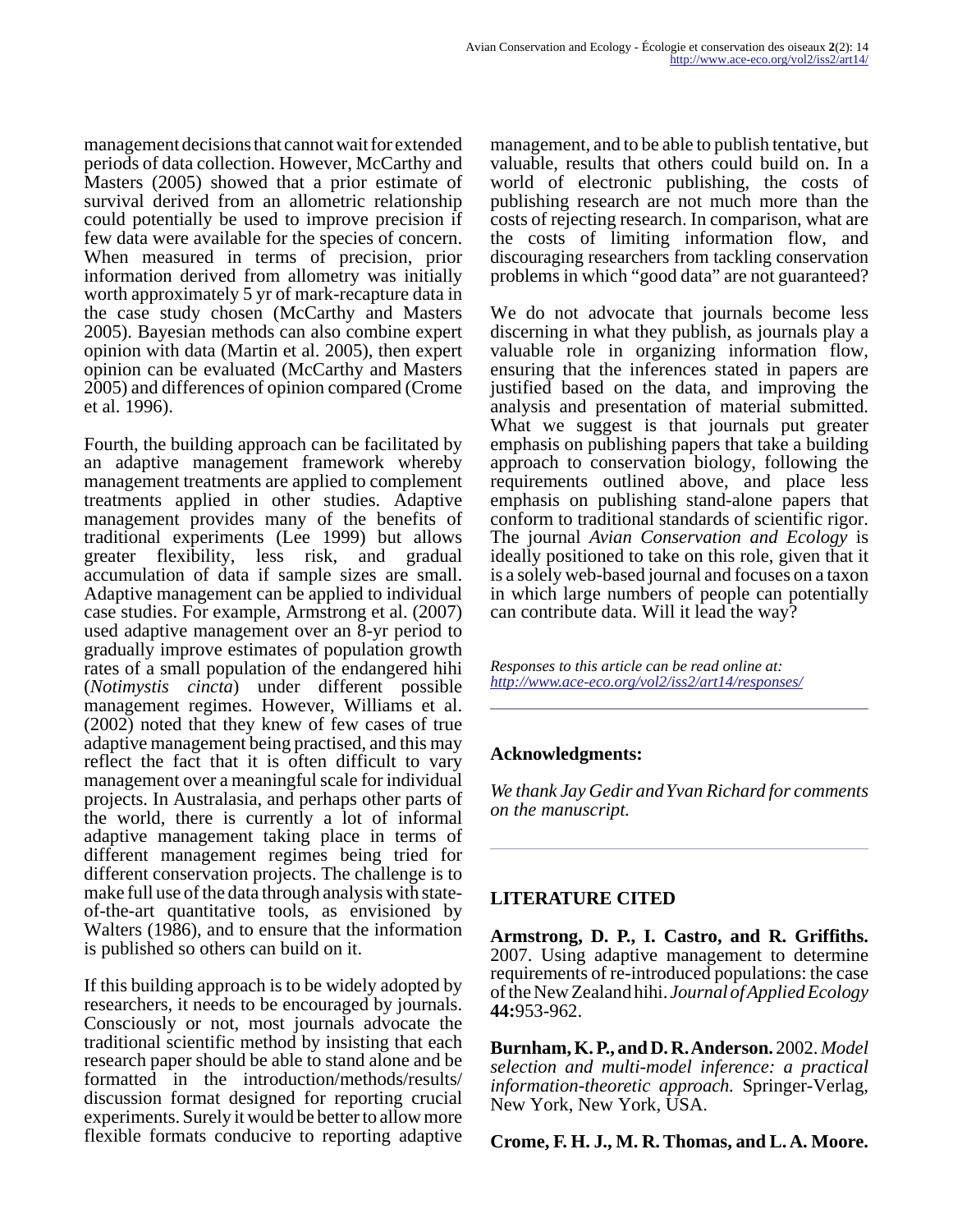management decisions that cannot wait for extended periods of data collection. However, McCarthy and Masters (2005) showed that a prior estimate of survival derived from an allometric relationship could potentially be used to improve precision if few data were available for the species of concern. When measured in terms of precision, prior information derived from allometry was initially worth approximately 5 yr of mark-recapture data in the case study chosen (McCarthy and Masters 2005). Bayesian methods can also combine expert opinion with data (Martin et al. 2005), then expert opinion can be evaluated (McCarthy and Masters 2005) and differences of opinion compared (Crome et al. 1996).

Fourth, the building approach can be facilitated by an adaptive management framework whereby management treatments are applied to complement treatments applied in other studies. Adaptive management provides many of the benefits of traditional experiments (Lee 1999) but allows greater flexibility, less risk, and gradual accumulation of data if sample sizes are small. Adaptive management can be applied to individual case studies. For example, Armstrong et al. (2007) used adaptive management over an 8-yr period to gradually improve estimates of population growth rates of a small population of the endangered hihi (*Notimystis cincta*) under different possible management regimes. However, Williams et al. (2002) noted that they knew of few cases of true adaptive management being practised, and this may reflect the fact that it is often difficult to vary management over a meaningful scale for individual projects. In Australasia, and perhaps other parts of the world, there is currently a lot of informal adaptive management taking place in terms of different management regimes being tried for different conservation projects. The challenge is to make full use of the data through analysis with state-of-the-art quantitative tools, as envisioned by Walters (1986), and to ensure that the information is published so others can build on it.

If this building approach is to be widely adopted by researchers, it needs to be encouraged by journals. Consciously or not, most journals advocate the traditional scientific method by insisting that each research paper should be able to stand alone and be formatted in the introduction/methods/results/discussion format designed for reporting crucial experiments. Surely it would be better to allow more flexible formats conducive to reporting adaptive management, and to be able to publish tentative, but valuable, results that others could build on. In a world of electronic publishing, the costs of publishing research are not much more than the costs of rejecting research. In comparison, what are the costs of limiting information flow, and discouraging researchers from tackling conservation problems in which "good data" are not guaranteed?

We do not advocate that journals become less discerning in what they publish, as journals play a valuable role in organizing information flow, ensuring that the inferences stated in papers are justified based on the data, and improving the analysis and presentation of material submitted. What we suggest is that journals put greater emphasis on publishing papers that take a building approach to conservation biology, following the requirements outlined above, and place less emphasis on publishing stand-alone papers that conform to traditional standards of scientific rigor. The journal *Avian Conservation and Ecology* is ideally positioned to take on this role, given that it is a solely web-based journal and focuses on a taxon in which large numbers of people can potentially can contribute data. Will it lead the way?

*Responses to this article can be read online at:*
*http://www.ace-eco.org/vol2/iss2/art14/responses/*

## Acknowledgments:

*We thank Jay Gedir and Yvan Richard for comments on the manuscript.*

## LITERATURE CITED

**Armstrong, D. P., I. Castro, and R. Griffiths.** 2007. Using adaptive management to determine requirements of re-introduced populations: the case of the New Zealand hihi. *Journal of Applied Ecology* **44:**953-962.

**Burnham, K. P., and D. R. Anderson.** 2002. *Model selection and multi-model inference: a practical information-theoretic approach.* Springer-Verlag, New York, New York, USA.

**Crome, F. H. J., M. R. Thomas, and L. A. Moore.**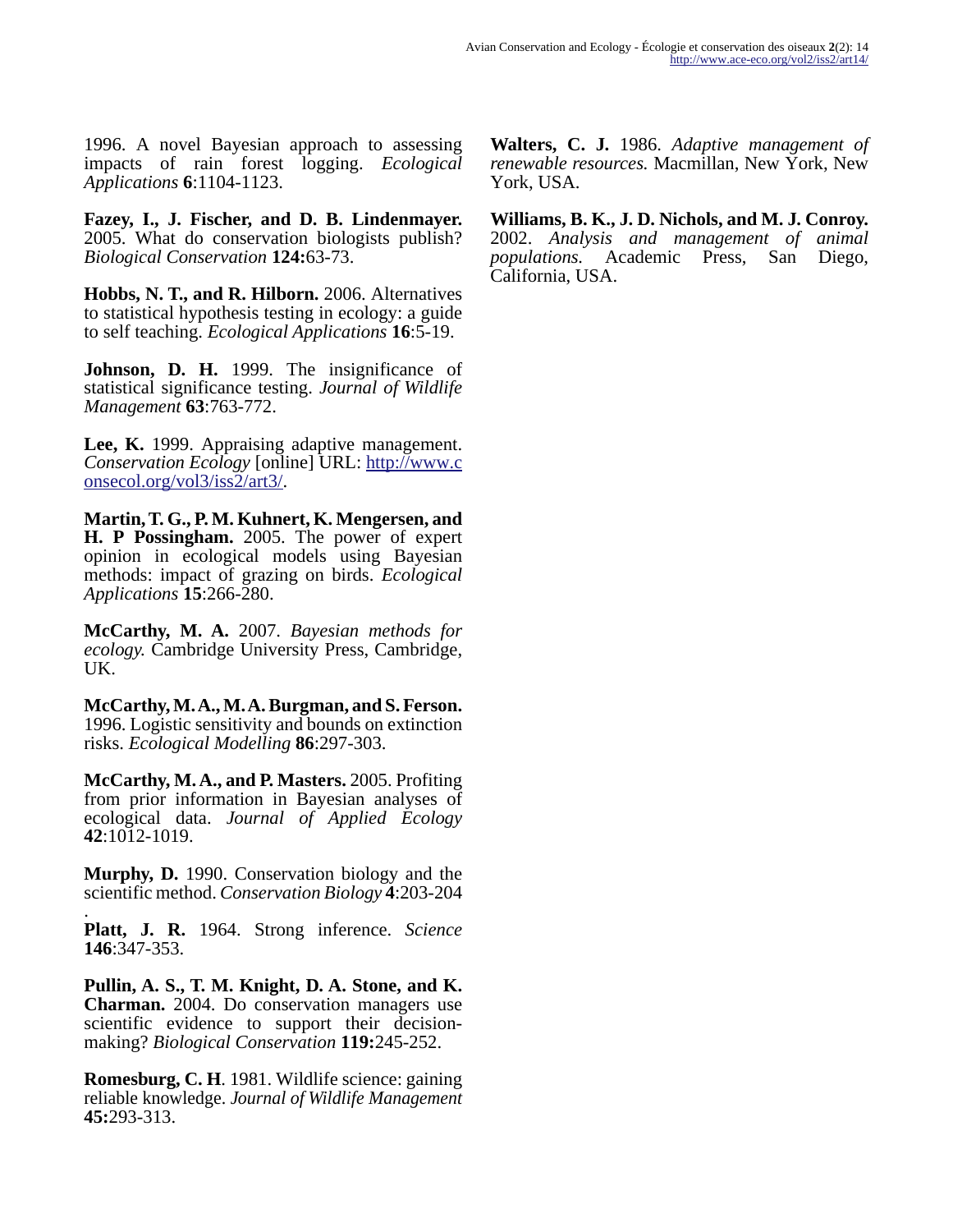1996. A novel Bayesian approach to assessing impacts of rain forest logging. *Ecological Applications* **6**:1104-1123.

**Fazey, I., J. Fischer, and D. B. Lindenmayer.** 2005. What do conservation biologists publish? *Biological Conservation* **124:**63-73.

**Hobbs, N. T., and R. Hilborn.** 2006. Alternatives to statistical hypothesis testing in ecology: a guide to self teaching. *Ecological Applications* **16**:5-19.

**Johnson, D. H.** 1999. The insignificance of statistical significance testing. *Journal of Wildlife Management* **63**:763-772.

**Lee, K.** 1999. Appraising adaptive management. *Conservation Ecology* [online] URL: http://www.consecol.org/vol3/iss2/art3/.

**Martin, T. G., P. M. Kuhnert, K. Mengersen, and H. P Possingham.** 2005. The power of expert opinion in ecological models using Bayesian methods: impact of grazing on birds. *Ecological Applications* **15**:266-280.

**McCarthy, M. A.** 2007. *Bayesian methods for ecology.* Cambridge University Press, Cambridge, UK.

**McCarthy, M. A., M. A. Burgman, and S. Ferson.** 1996. Logistic sensitivity and bounds on extinction risks. *Ecological Modelling* **86**:297-303.

**McCarthy, M. A., and P. Masters.** 2005. Profiting from prior information in Bayesian analyses of ecological data. *Journal of Applied Ecology* **42**:1012-1019.

**Murphy, D.** 1990. Conservation biology and the scientific method. *Conservation Biology* **4**:203-204.

**Platt, J. R.** 1964. Strong inference. *Science* **146**:347-353.

**Pullin, A. S., T. M. Knight, D. A. Stone, and K. Charman.** 2004. Do conservation managers use scientific evidence to support their decision-making? *Biological Conservation* **119:**245-252.

**Romesburg, C. H**. 1981. Wildlife science: gaining reliable knowledge. *Journal of Wildlife Management* **45:**293-313.

**Walters, C. J.** 1986. *Adaptive management of renewable resources.* Macmillan, New York, New York, USA.

**Williams, B. K., J. D. Nichols, and M. J. Conroy.** 2002. *Analysis and management of animal populations.* Academic Press, San Diego, California, USA.